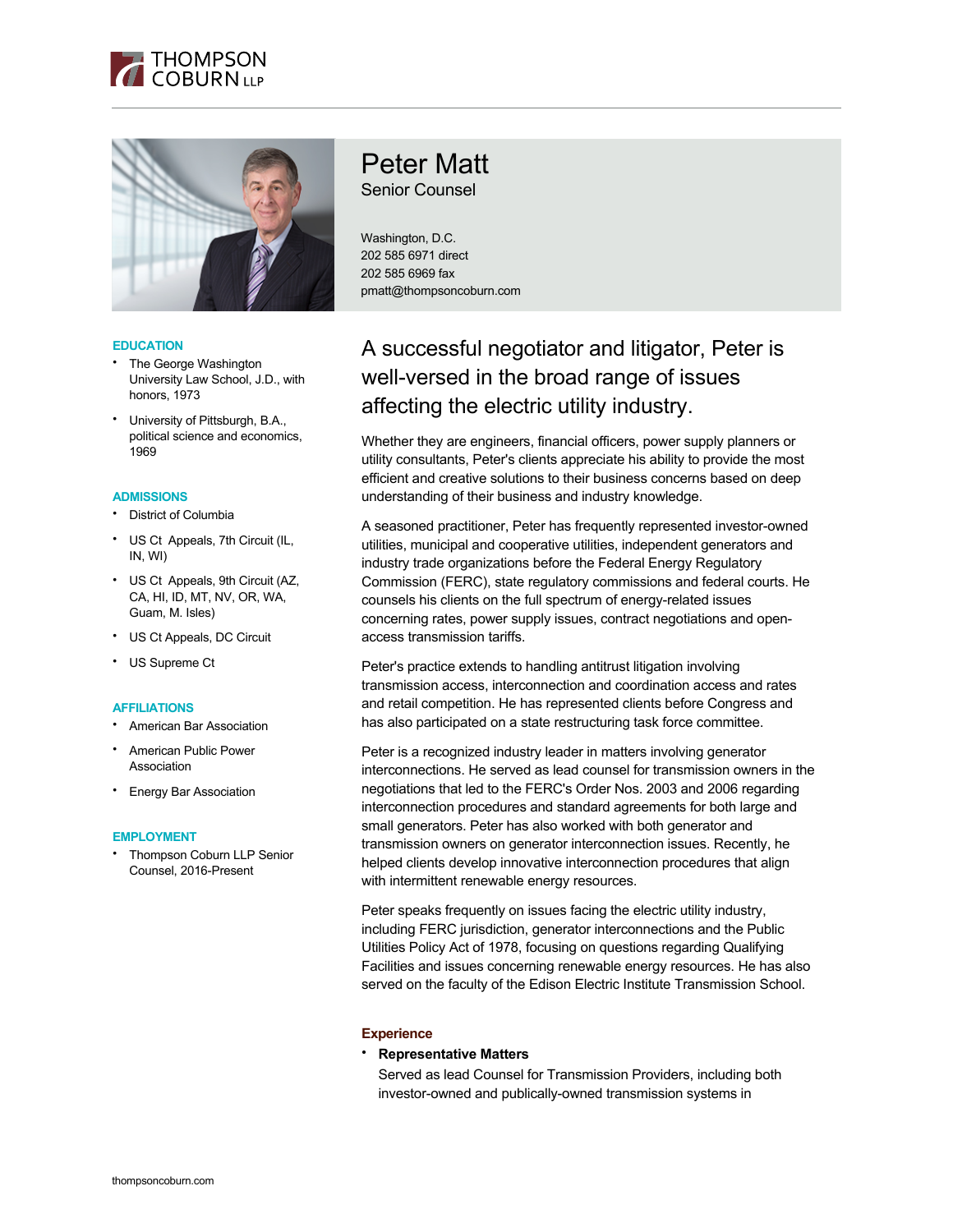# Peter Matt

Senior Counsel

Washington, D.C.
202 585 6971 direct
202 585 6969 fax
pmatt@thompsoncoburn.com

## EDUCATION

- The George Washington University Law School, J.D., with honors, 1973
- University of Pittsburgh, B.A., political science and economics, 1969

## ADMISSIONS

- District of Columbia
- US Ct Appeals, 7th Circuit (IL, IN, WI)
- US Ct Appeals, 9th Circuit (AZ, CA, HI, ID, MT, NV, OR, WA, Guam, M. Isles)
- US Ct Appeals, DC Circuit
- US Supreme Ct

## AFFILIATIONS

- American Bar Association
- American Public Power Association
- Energy Bar Association

## EMPLOYMENT

- Thompson Coburn LLP Senior Counsel, 2016-Present

## A successful negotiator and litigator, Peter is well-versed in the broad range of issues affecting the electric utility industry.

Whether they are engineers, financial officers, power supply planners or utility consultants, Peter's clients appreciate his ability to provide the most efficient and creative solutions to their business concerns based on deep understanding of their business and industry knowledge.

A seasoned practitioner, Peter has frequently represented investor-owned utilities, municipal and cooperative utilities, independent generators and industry trade organizations before the Federal Energy Regulatory Commission (FERC), state regulatory commissions and federal courts. He counsels his clients on the full spectrum of energy-related issues concerning rates, power supply issues, contract negotiations and open-access transmission tariffs.

Peter's practice extends to handling antitrust litigation involving transmission access, interconnection and coordination access and rates and retail competition. He has represented clients before Congress and has also participated on a state restructuring task force committee.

Peter is a recognized industry leader in matters involving generator interconnections. He served as lead counsel for transmission owners in the negotiations that led to the FERC's Order Nos. 2003 and 2006 regarding interconnection procedures and standard agreements for both large and small generators. Peter has also worked with both generator and transmission owners on generator interconnection issues. Recently, he helped clients develop innovative interconnection procedures that align with intermittent renewable energy resources.

Peter speaks frequently on issues facing the electric utility industry, including FERC jurisdiction, generator interconnections and the Public Utilities Policy Act of 1978, focusing on questions regarding Qualifying Facilities and issues concerning renewable energy resources. He has also served on the faculty of the Edison Electric Institute Transmission School.

### Experience

- **Representative Matters**

  Served as lead Counsel for Transmission Providers, including both investor-owned and publically-owned transmission systems in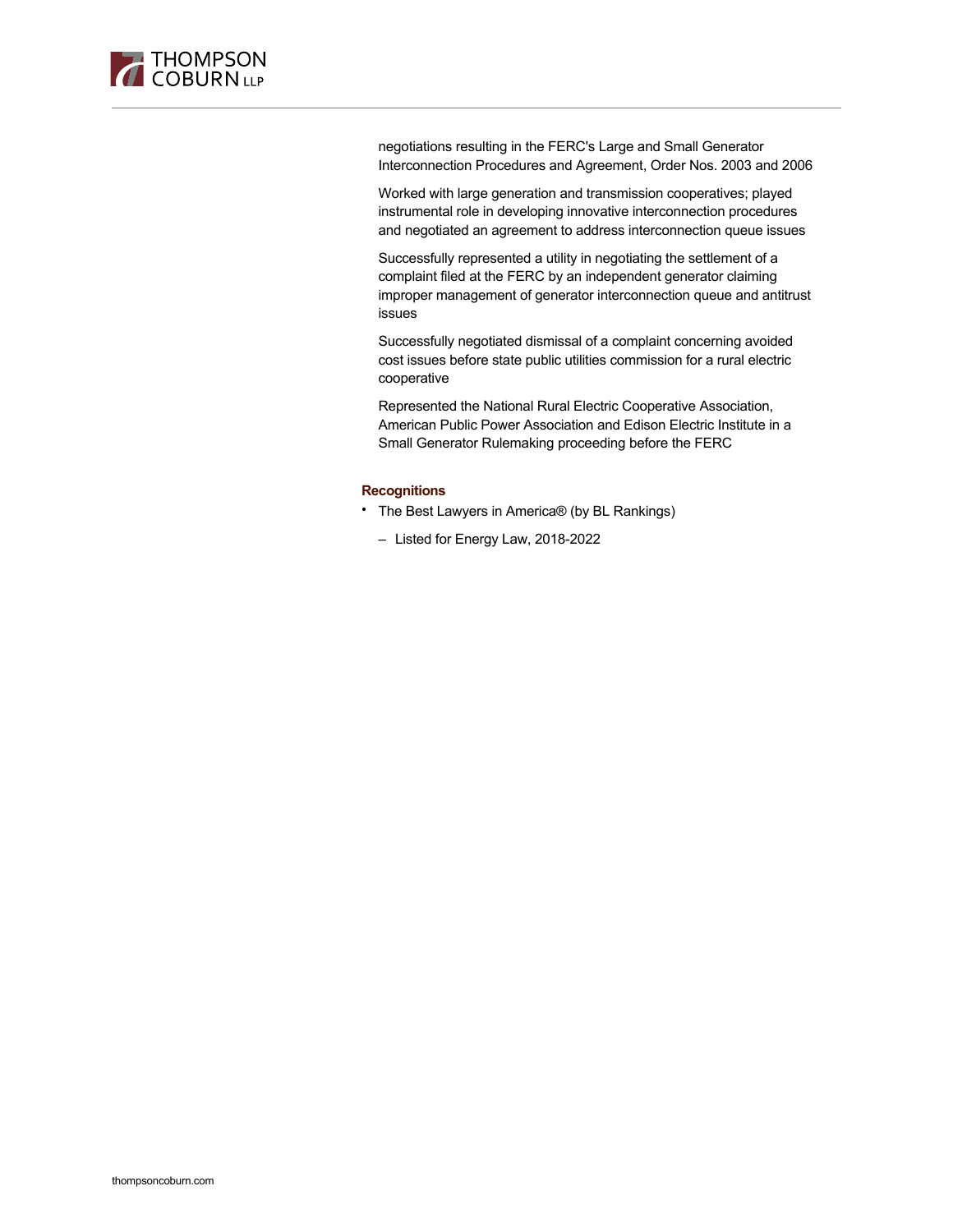negotiations resulting in the FERC's Large and Small Generator Interconnection Procedures and Agreement, Order Nos. 2003 and 2006

Worked with large generation and transmission cooperatives; played instrumental role in developing innovative interconnection procedures and negotiated an agreement to address interconnection queue issues

Successfully represented a utility in negotiating the settlement of a complaint filed at the FERC by an independent generator claiming improper management of generator interconnection queue and antitrust issues

Successfully negotiated dismissal of a complaint concerning avoided cost issues before state public utilities commission for a rural electric cooperative

Represented the National Rural Electric Cooperative Association, American Public Power Association and Edison Electric Institute in a Small Generator Rulemaking proceeding before the FERC

### Recognitions

- The Best Lawyers in America® (by BL Rankings)
  - Listed for Energy Law, 2018-2022